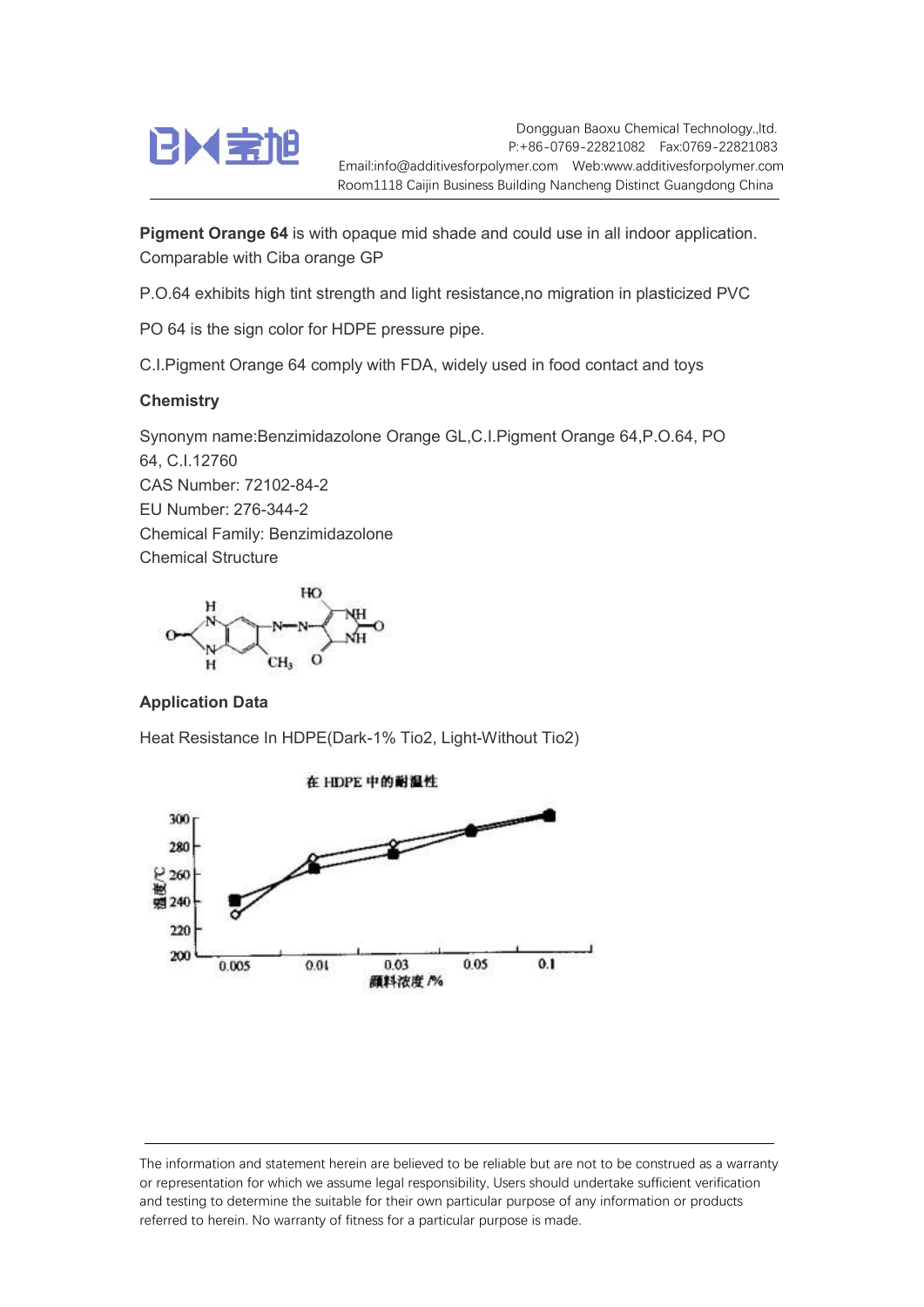Dongguan Baoxu Chemical Technology.,ltd.
P:+86-0769-22821082 Fax:0769-22821083
Email:info@additivesforpolymer.com Web:www.additivesforpolymer.com
Room1118 Caijin Business Building Nancheng Distinct Guangdong China

**Pigment Orange 64** is with opaque mid shade and could use in all indoor application. Comparable with Ciba orange GP

P.O.64 exhibits high tint strength and light resistance,no migration in plasticized PVC

PO 64 is the sign color for HDPE pressure pipe.

C.I.Pigment Orange 64 comply with FDA, widely used in food contact and toys

### Chemistry

Synonym name:Benzimidazolone Orange GL,C.I.Pigment Orange 64,P.O.64, PO 64, C.I.12760
CAS Number: 72102-84-2
EU Number: 276-344-2
Chemical Family: Benzimidazolone
Chemical Structure

### Application Data

Heat Resistance In HDPE(Dark-1% Tio2, Light-Without Tio2)

在 HDPE 中的耐温性

| 颜料浓度 /% | 0.005 | 0.01 | 0.03 | 0.05 | 0.1 |
|---|---|---|---|---|---|
| 温度/℃ (■) | 240 | 263 | 274 | 290 | 300 |
| 温度/℃ (◇) | 230 | 270 | 280 | 292 | 300 |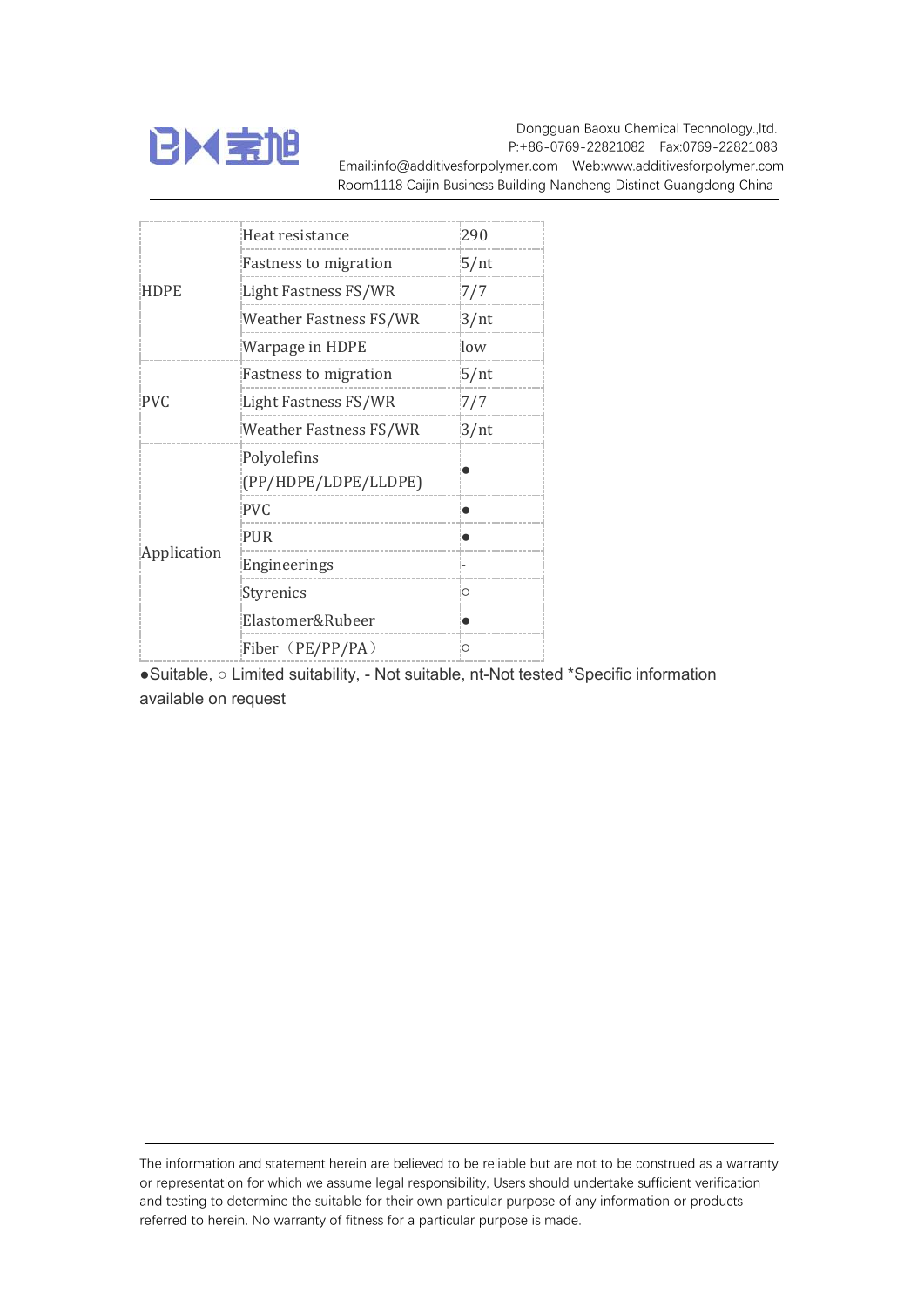| | | |
|---|---|---|
| HDPE | Heat resistance | 290 |
| | Fastness to migration | 5/nt |
| | Light Fastness FS/WR | 7/7 |
| | Weather Fastness FS/WR | 3/nt |
| | Warpage in HDPE | low |
| PVC | Fastness to migration | 5/nt |
| | Light Fastness FS/WR | 7/7 |
| | Weather Fastness FS/WR | 3/nt |
| Application | Polyolefins (PP/HDPE/LDPE/LLDPE) | ● |
| | PVC | ● |
| | PUR | ● |
| | Engineerings | - |
| | Styrenics | ○ |
| | Elastomer&Rubeer | ● |
| | Fiber（PE/PP/PA） | ○ |

●Suitable, ○ Limited suitability, - Not suitable, nt-Not tested *Specific information available on request

The information and statement herein are believed to be reliable but are not to be construed as a warranty or representation for which we assume legal responsibility, Users should undertake sufficient verification and testing to determine the suitable for their own particular purpose of any information or products referred to herein. No warranty of fitness for a particular purpose is made.